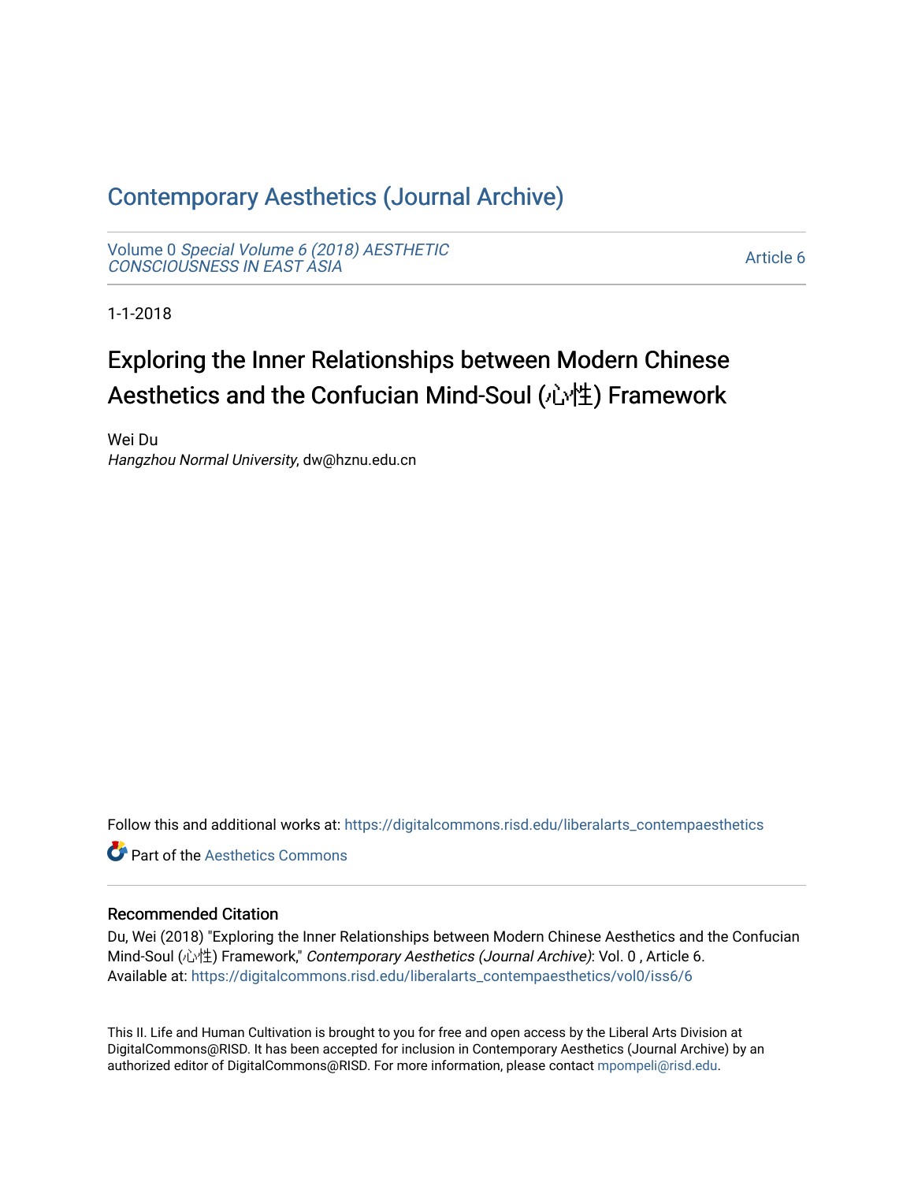# Contemporary Aesthetics (Journal Archive)

Volume 0 *Special Volume 6 (2018) AESTHETIC CONSCIOUSNESS IN EAST ASIA*

Article 6

1-1-2018

## Exploring the Inner Relationships between Modern Chinese Aesthetics and the Confucian Mind-Soul (心性) Framework

Wei Du
*Hangzhou Normal University*, dw@hznu.edu.cn

Follow this and additional works at: https://digitalcommons.risd.edu/liberalarts_contempaesthetics

Part of the Aesthetics Commons

### Recommended Citation

Du, Wei (2018) "Exploring the Inner Relationships between Modern Chinese Aesthetics and the Confucian Mind-Soul (心性) Framework," *Contemporary Aesthetics (Journal Archive)*: Vol. 0 , Article 6.
Available at: https://digitalcommons.risd.edu/liberalarts_contempaesthetics/vol0/iss6/6

This II. Life and Human Cultivation is brought to you for free and open access by the Liberal Arts Division at DigitalCommons@RISD. It has been accepted for inclusion in Contemporary Aesthetics (Journal Archive) by an authorized editor of DigitalCommons@RISD. For more information, please contact mpompeli@risd.edu.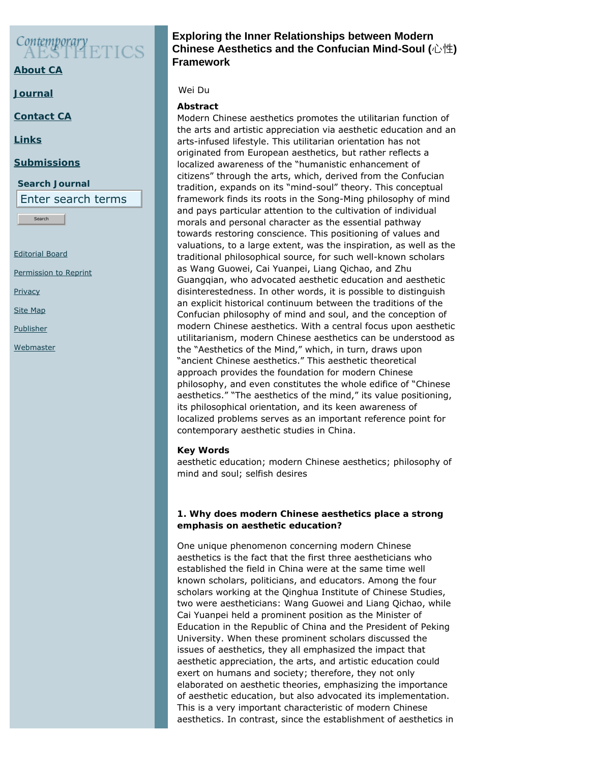# Exploring the Inner Relationships between Modern Chinese Aesthetics and the Confucian Mind-Soul (心性) Framework

Wei Du

**Abstract**

Modern Chinese aesthetics promotes the utilitarian function of the arts and artistic appreciation via aesthetic education and an arts-infused lifestyle. This utilitarian orientation has not originated from European aesthetics, but rather reflects a localized awareness of the "humanistic enhancement of citizens" through the arts, which, derived from the Confucian tradition, expands on its "mind-soul" theory. This conceptual framework finds its roots in the Song-Ming philosophy of mind and pays particular attention to the cultivation of individual morals and personal character as the essential pathway towards restoring conscience. This positioning of values and valuations, to a large extent, was the inspiration, as well as the traditional philosophical source, for such well-known scholars as Wang Guowei, Cai Yuanpei, Liang Qichao, and Zhu Guangqian, who advocated aesthetic education and aesthetic disinterestedness. In other words, it is possible to distinguish an explicit historical continuum between the traditions of the Confucian philosophy of mind and soul, and the conception of modern Chinese aesthetics. With a central focus upon aesthetic utilitarianism, modern Chinese aesthetics can be understood as the "Aesthetics of the Mind," which, in turn, draws upon "ancient Chinese aesthetics." This aesthetic theoretical approach provides the foundation for modern Chinese philosophy, and even constitutes the whole edifice of "Chinese aesthetics." "The aesthetics of the mind," its value positioning, its philosophical orientation, and its keen awareness of localized problems serves as an important reference point for contemporary aesthetic studies in China.

**Key Words**

aesthetic education; modern Chinese aesthetics; philosophy of mind and soul; selfish desires

### 1. Why does modern Chinese aesthetics place a strong emphasis on aesthetic education?

One unique phenomenon concerning modern Chinese aesthetics is the fact that the first three aestheticians who established the field in China were at the same time well known scholars, politicians, and educators. Among the four scholars working at the Qinghua Institute of Chinese Studies, two were aestheticians: Wang Guowei and Liang Qichao, while Cai Yuanpei held a prominent position as the Minister of Education in the Republic of China and the President of Peking University. When these prominent scholars discussed the issues of aesthetics, they all emphasized the impact that aesthetic appreciation, the arts, and artistic education could exert on humans and society; therefore, they not only elaborated on aesthetic theories, emphasizing the importance of aesthetic education, but also advocated its implementation. This is a very important characteristic of modern Chinese aesthetics. In contrast, since the establishment of aesthetics in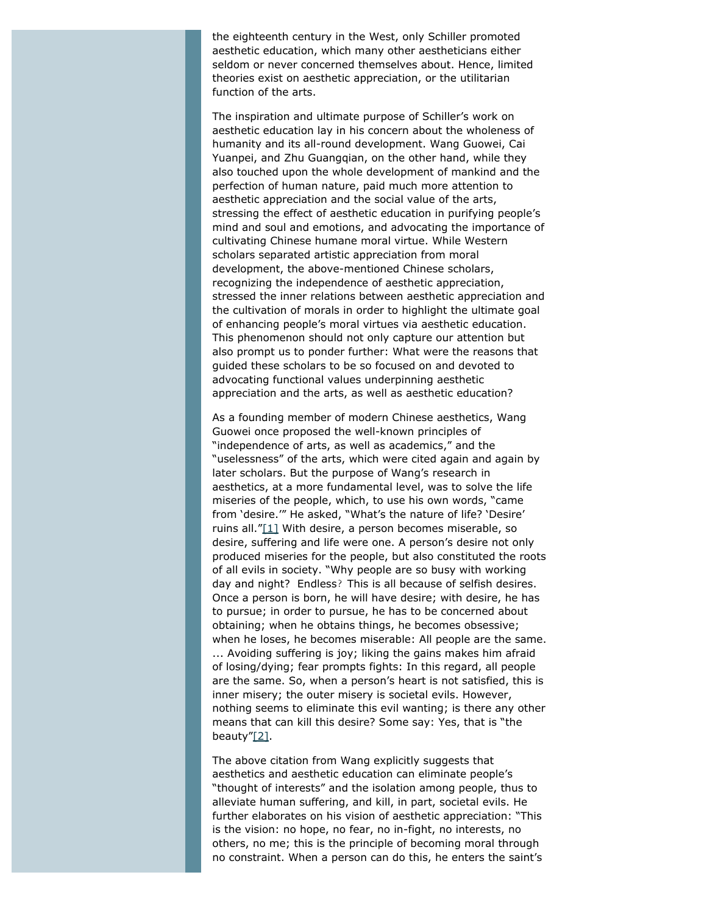the eighteenth century in the West, only Schiller promoted aesthetic education, which many other aestheticians either seldom or never concerned themselves about. Hence, limited theories exist on aesthetic appreciation, or the utilitarian function of the arts.

The inspiration and ultimate purpose of Schiller's work on aesthetic education lay in his concern about the wholeness of humanity and its all-round development. Wang Guowei, Cai Yuanpei, and Zhu Guangqian, on the other hand, while they also touched upon the whole development of mankind and the perfection of human nature, paid much more attention to aesthetic appreciation and the social value of the arts, stressing the effect of aesthetic education in purifying people's mind and soul and emotions, and advocating the importance of cultivating Chinese humane moral virtue. While Western scholars separated artistic appreciation from moral development, the above-mentioned Chinese scholars, recognizing the independence of aesthetic appreciation, stressed the inner relations between aesthetic appreciation and the cultivation of morals in order to highlight the ultimate goal of enhancing people's moral virtues via aesthetic education. This phenomenon should not only capture our attention but also prompt us to ponder further: What were the reasons that guided these scholars to be so focused on and devoted to advocating functional values underpinning aesthetic appreciation and the arts, as well as aesthetic education?

As a founding member of modern Chinese aesthetics, Wang Guowei once proposed the well-known principles of "independence of arts, as well as academics," and the "uselessness" of the arts, which were cited again and again by later scholars. But the purpose of Wang's research in aesthetics, at a more fundamental level, was to solve the life miseries of the people, which, to use his own words, "came from 'desire.'" He asked, "What's the nature of life? 'Desire' ruins all."[1] With desire, a person becomes miserable, so desire, suffering and life were one. A person's desire not only produced miseries for the people, but also constituted the roots of all evils in society. "Why people are so busy with working day and night? Endless? This is all because of selfish desires. Once a person is born, he will have desire; with desire, he has to pursue; in order to pursue, he has to be concerned about obtaining; when he obtains things, he becomes obsessive; when he loses, he becomes miserable: All people are the same. ... Avoiding suffering is joy; liking the gains makes him afraid of losing/dying; fear prompts fights: In this regard, all people are the same. So, when a person's heart is not satisfied, this is inner misery; the outer misery is societal evils. However, nothing seems to eliminate this evil wanting; is there any other means that can kill this desire? Some say: Yes, that is "the beauty"[2].

The above citation from Wang explicitly suggests that aesthetics and aesthetic education can eliminate people's "thought of interests" and the isolation among people, thus to alleviate human suffering, and kill, in part, societal evils. He further elaborates on his vision of aesthetic appreciation: "This is the vision: no hope, no fear, no in-fight, no interests, no others, no me; this is the principle of becoming moral through no constraint. When a person can do this, he enters the saint's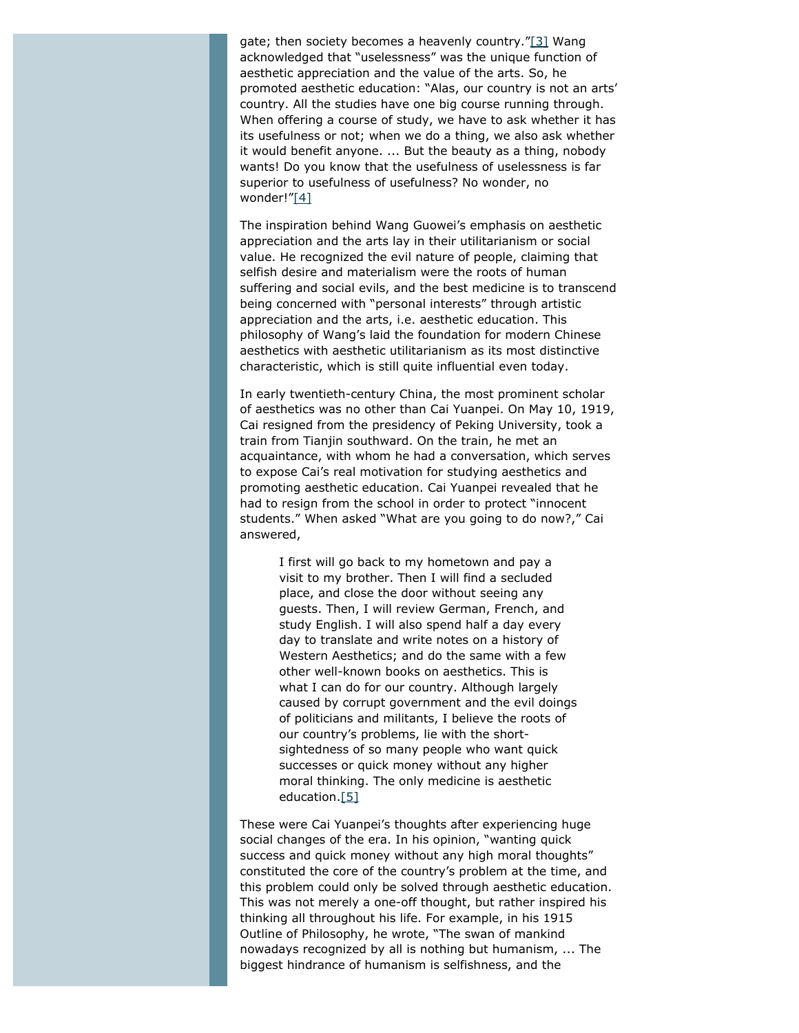gate; then society becomes a heavenly country."[3] Wang acknowledged that "uselessness" was the unique function of aesthetic appreciation and the value of the arts. So, he promoted aesthetic education: "Alas, our country is not an arts' country. All the studies have one big course running through. When offering a course of study, we have to ask whether it has its usefulness or not; when we do a thing, we also ask whether it would benefit anyone. ... But the beauty as a thing, nobody wants! Do you know that the usefulness of uselessness is far superior to usefulness of usefulness? No wonder, no wonder!"[4]

The inspiration behind Wang Guowei's emphasis on aesthetic appreciation and the arts lay in their utilitarianism or social value. He recognized the evil nature of people, claiming that selfish desire and materialism were the roots of human suffering and social evils, and the best medicine is to transcend being concerned with "personal interests" through artistic appreciation and the arts, i.e. aesthetic education. This philosophy of Wang's laid the foundation for modern Chinese aesthetics with aesthetic utilitarianism as its most distinctive characteristic, which is still quite influential even today.

In early twentieth-century China, the most prominent scholar of aesthetics was no other than Cai Yuanpei. On May 10, 1919, Cai resigned from the presidency of Peking University, took a train from Tianjin southward. On the train, he met an acquaintance, with whom he had a conversation, which serves to expose Cai's real motivation for studying aesthetics and promoting aesthetic education. Cai Yuanpei revealed that he had to resign from the school in order to protect "innocent students." When asked "What are you going to do now?," Cai answered,

> I first will go back to my hometown and pay a visit to my brother. Then I will find a secluded place, and close the door without seeing any guests. Then, I will review German, French, and study English. I will also spend half a day every day to translate and write notes on a history of Western Aesthetics; and do the same with a few other well-known books on aesthetics. This is what I can do for our country. Although largely caused by corrupt government and the evil doings of politicians and militants, I believe the roots of our country's problems, lie with the short-sightedness of so many people who want quick successes or quick money without any higher moral thinking. The only medicine is aesthetic education.[5]

These were Cai Yuanpei's thoughts after experiencing huge social changes of the era. In his opinion, "wanting quick success and quick money without any high moral thoughts" constituted the core of the country's problem at the time, and this problem could only be solved through aesthetic education. This was not merely a one-off thought, but rather inspired his thinking all throughout his life. For example, in his 1915 Outline of Philosophy, he wrote, "The swan of mankind nowadays recognized by all is nothing but humanism, ... The biggest hindrance of humanism is selfishness, and the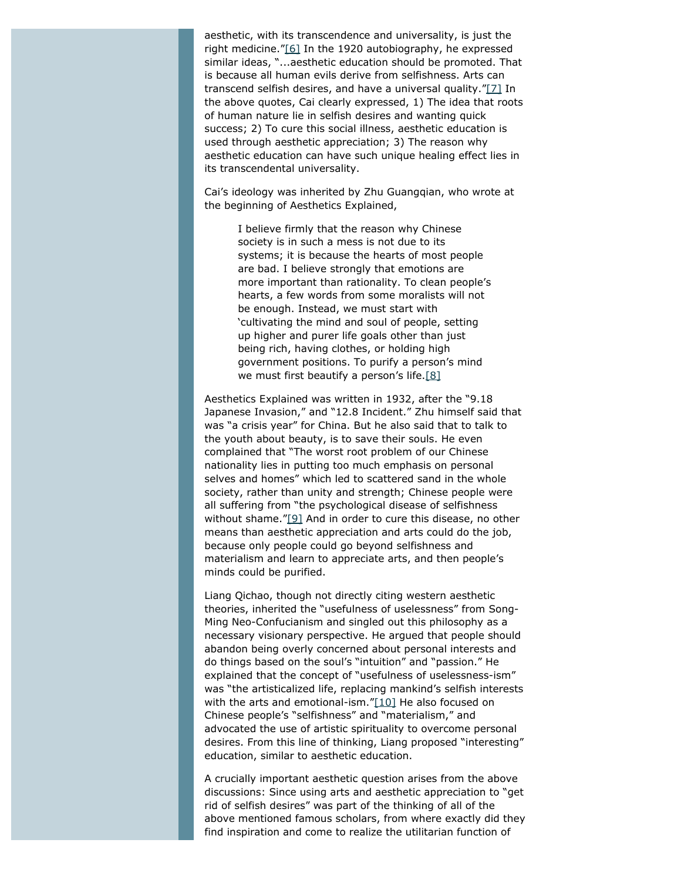aesthetic, with its transcendence and universality, is just the right medicine."[6] In the 1920 autobiography, he expressed similar ideas, "...aesthetic education should be promoted. That is because all human evils derive from selfishness. Arts can transcend selfish desires, and have a universal quality."[7] In the above quotes, Cai clearly expressed, 1) The idea that roots of human nature lie in selfish desires and wanting quick success; 2) To cure this social illness, aesthetic education is used through aesthetic appreciation; 3) The reason why aesthetic education can have such unique healing effect lies in its transcendental universality.

Cai's ideology was inherited by Zhu Guangqian, who wrote at the beginning of Aesthetics Explained,

> I believe firmly that the reason why Chinese society is in such a mess is not due to its systems; it is because the hearts of most people are bad. I believe strongly that emotions are more important than rationality. To clean people's hearts, a few words from some moralists will not be enough. Instead, we must start with 'cultivating the mind and soul of people, setting up higher and purer life goals other than just being rich, having clothes, or holding high government positions. To purify a person's mind we must first beautify a person's life.[8]

Aesthetics Explained was written in 1932, after the "9.18 Japanese Invasion," and "12.8 Incident." Zhu himself said that was "a crisis year" for China. But he also said that to talk to the youth about beauty, is to save their souls. He even complained that "The worst root problem of our Chinese nationality lies in putting too much emphasis on personal selves and homes" which led to scattered sand in the whole society, rather than unity and strength; Chinese people were all suffering from "the psychological disease of selfishness without shame."[9] And in order to cure this disease, no other means than aesthetic appreciation and arts could do the job, because only people could go beyond selfishness and materialism and learn to appreciate arts, and then people's minds could be purified.

Liang Qichao, though not directly citing western aesthetic theories, inherited the "usefulness of uselessness" from Song-Ming Neo-Confucianism and singled out this philosophy as a necessary visionary perspective. He argued that people should abandon being overly concerned about personal interests and do things based on the soul's "intuition" and "passion." He explained that the concept of "usefulness of uselessness-ism" was "the artisticalized life, replacing mankind's selfish interests with the arts and emotional-ism."[10] He also focused on Chinese people's "selfishness" and "materialism," and advocated the use of artistic spirituality to overcome personal desires. From this line of thinking, Liang proposed "interesting" education, similar to aesthetic education.

A crucially important aesthetic question arises from the above discussions: Since using arts and aesthetic appreciation to "get rid of selfish desires" was part of the thinking of all of the above mentioned famous scholars, from where exactly did they find inspiration and come to realize the utilitarian function of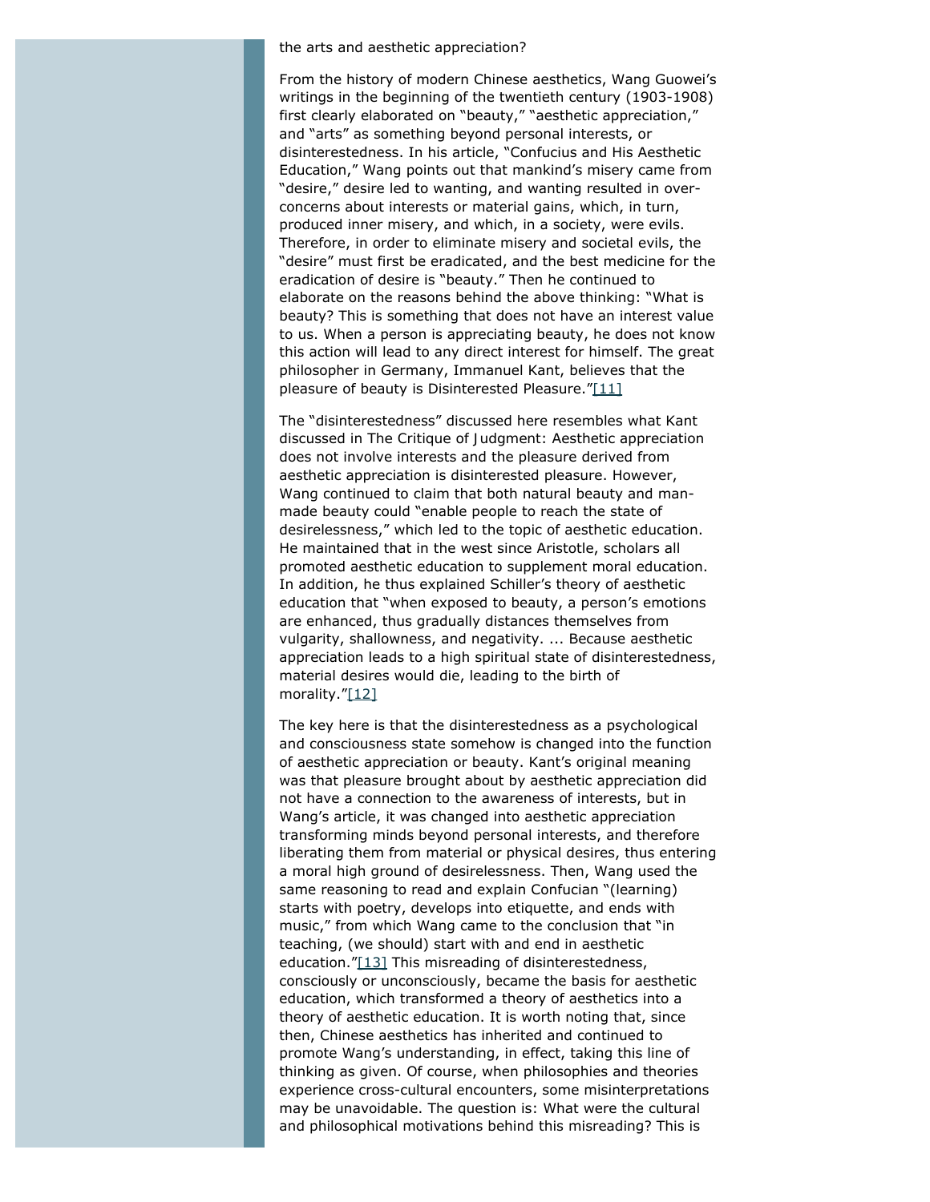the arts and aesthetic appreciation?

From the history of modern Chinese aesthetics, Wang Guowei's writings in the beginning of the twentieth century (1903-1908) first clearly elaborated on "beauty," "aesthetic appreciation," and "arts" as something beyond personal interests, or disinterestedness. In his article, "Confucius and His Aesthetic Education," Wang points out that mankind's misery came from "desire," desire led to wanting, and wanting resulted in over-concerns about interests or material gains, which, in turn, produced inner misery, and which, in a society, were evils. Therefore, in order to eliminate misery and societal evils, the "desire" must first be eradicated, and the best medicine for the eradication of desire is "beauty." Then he continued to elaborate on the reasons behind the above thinking: "What is beauty? This is something that does not have an interest value to us. When a person is appreciating beauty, he does not know this action will lead to any direct interest for himself. The great philosopher in Germany, Immanuel Kant, believes that the pleasure of beauty is Disinterested Pleasure."[11]

The "disinterestedness" discussed here resembles what Kant discussed in The Critique of Judgment: Aesthetic appreciation does not involve interests and the pleasure derived from aesthetic appreciation is disinterested pleasure. However, Wang continued to claim that both natural beauty and man-made beauty could "enable people to reach the state of desirelessness," which led to the topic of aesthetic education. He maintained that in the west since Aristotle, scholars all promoted aesthetic education to supplement moral education. In addition, he thus explained Schiller's theory of aesthetic education that "when exposed to beauty, a person's emotions are enhanced, thus gradually distances themselves from vulgarity, shallowness, and negativity. ... Because aesthetic appreciation leads to a high spiritual state of disinterestedness, material desires would die, leading to the birth of morality."[12]

The key here is that the disinterestedness as a psychological and consciousness state somehow is changed into the function of aesthetic appreciation or beauty. Kant's original meaning was that pleasure brought about by aesthetic appreciation did not have a connection to the awareness of interests, but in Wang's article, it was changed into aesthetic appreciation transforming minds beyond personal interests, and therefore liberating them from material or physical desires, thus entering a moral high ground of desirelessness. Then, Wang used the same reasoning to read and explain Confucian "(learning) starts with poetry, develops into etiquette, and ends with music," from which Wang came to the conclusion that "in teaching, (we should) start with and end in aesthetic education."[13] This misreading of disinterestedness, consciously or unconsciously, became the basis for aesthetic education, which transformed a theory of aesthetics into a theory of aesthetic education. It is worth noting that, since then, Chinese aesthetics has inherited and continued to promote Wang's understanding, in effect, taking this line of thinking as given. Of course, when philosophies and theories experience cross-cultural encounters, some misinterpretations may be unavoidable. The question is: What were the cultural and philosophical motivations behind this misreading? This is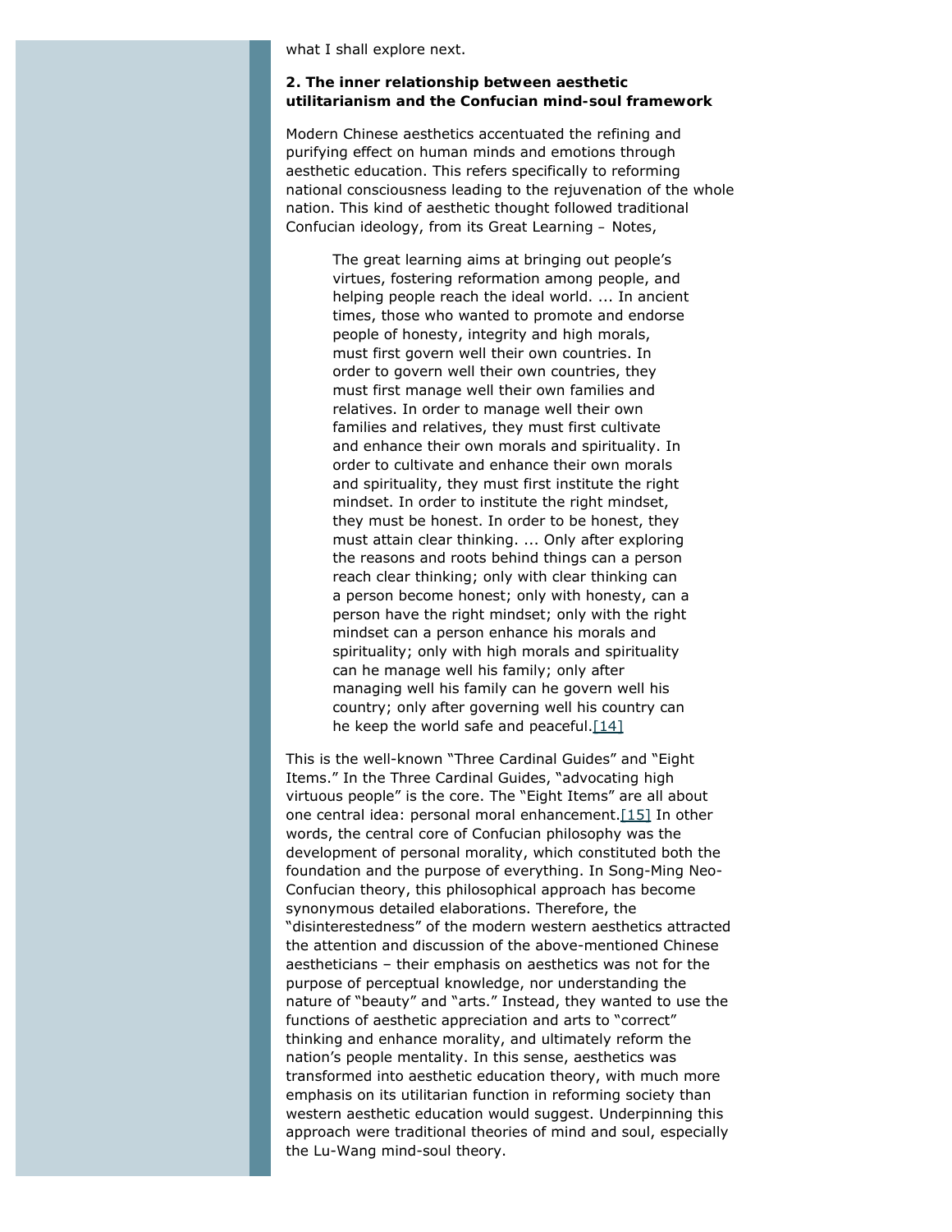what I shall explore next.

### 2. The inner relationship between aesthetic utilitarianism and the Confucian mind-soul framework

Modern Chinese aesthetics accentuated the refining and purifying effect on human minds and emotions through aesthetic education. This refers specifically to reforming national consciousness leading to the rejuvenation of the whole nation. This kind of aesthetic thought followed traditional Confucian ideology, from its Great Learning – Notes,

> The great learning aims at bringing out people's virtues, fostering reformation among people, and helping people reach the ideal world. ... In ancient times, those who wanted to promote and endorse people of honesty, integrity and high morals, must first govern well their own countries. In order to govern well their own countries, they must first manage well their own families and relatives. In order to manage well their own families and relatives, they must first cultivate and enhance their own morals and spirituality. In order to cultivate and enhance their own morals and spirituality, they must first institute the right mindset. In order to institute the right mindset, they must be honest. In order to be honest, they must attain clear thinking. ... Only after exploring the reasons and roots behind things can a person reach clear thinking; only with clear thinking can a person become honest; only with honesty, can a person have the right mindset; only with the right mindset can a person enhance his morals and spirituality; only with high morals and spirituality can he manage well his family; only after managing well his family can he govern well his country; only after governing well his country can he keep the world safe and peaceful.[14]

This is the well-known "Three Cardinal Guides" and "Eight Items." In the Three Cardinal Guides, "advocating high virtuous people" is the core. The "Eight Items" are all about one central idea: personal moral enhancement.[15] In other words, the central core of Confucian philosophy was the development of personal morality, which constituted both the foundation and the purpose of everything. In Song-Ming Neo-Confucian theory, this philosophical approach has become synonymous detailed elaborations. Therefore, the "disinterestedness" of the modern western aesthetics attracted the attention and discussion of the above-mentioned Chinese aestheticians – their emphasis on aesthetics was not for the purpose of perceptual knowledge, nor understanding the nature of "beauty" and "arts." Instead, they wanted to use the functions of aesthetic appreciation and arts to "correct" thinking and enhance morality, and ultimately reform the nation's people mentality. In this sense, aesthetics was transformed into aesthetic education theory, with much more emphasis on its utilitarian function in reforming society than western aesthetic education would suggest. Underpinning this approach were traditional theories of mind and soul, especially the Lu-Wang mind-soul theory.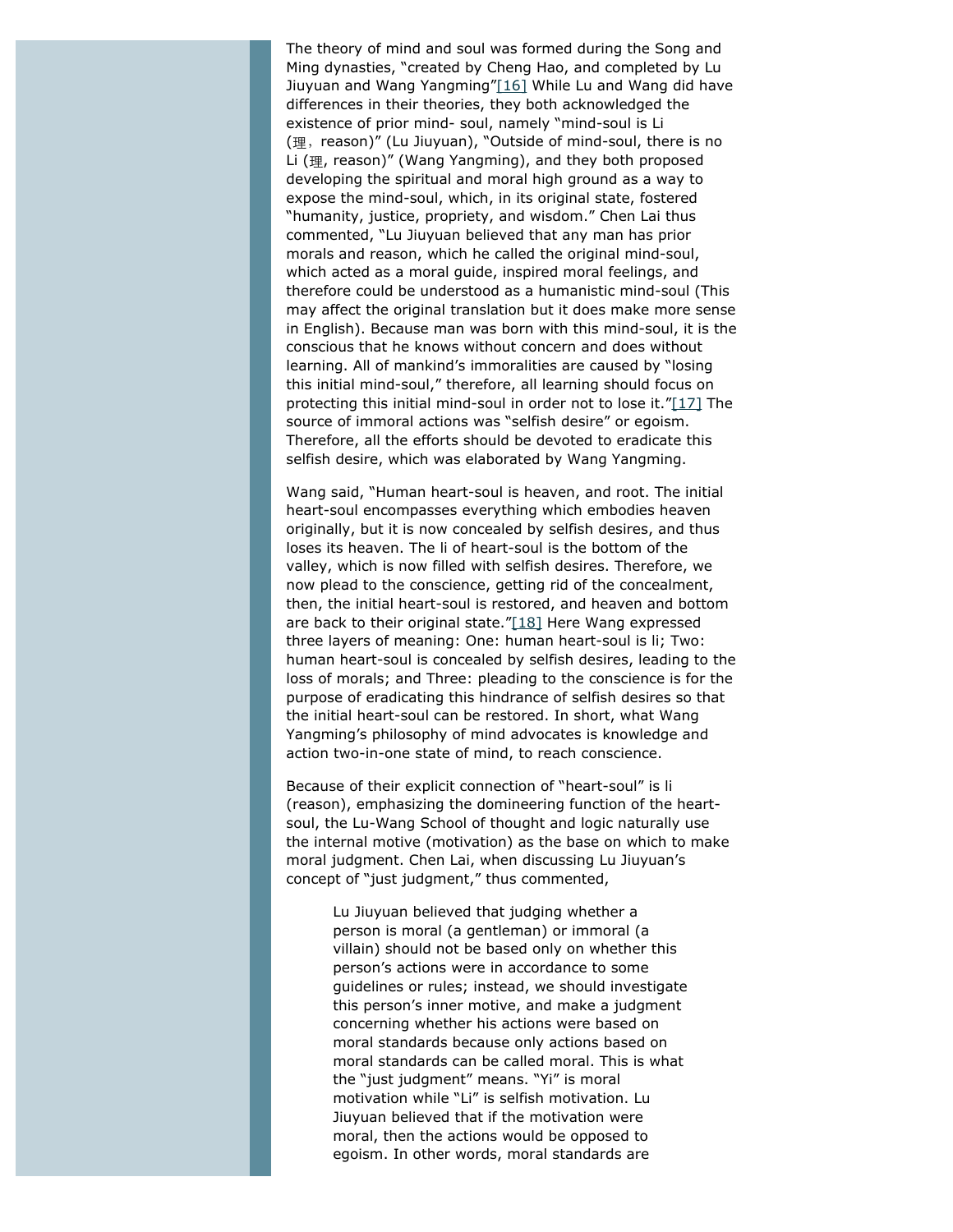The theory of mind and soul was formed during the Song and Ming dynasties, "created by Cheng Hao, and completed by Lu Jiuyuan and Wang Yangming"[16] While Lu and Wang did have differences in their theories, they both acknowledged the existence of prior mind- soul, namely "mind-soul is Li (理，reason)" (Lu Jiuyuan), "Outside of mind-soul, there is no Li (理, reason)" (Wang Yangming), and they both proposed developing the spiritual and moral high ground as a way to expose the mind-soul, which, in its original state, fostered "humanity, justice, propriety, and wisdom." Chen Lai thus commented, "Lu Jiuyuan believed that any man has prior morals and reason, which he called the original mind-soul, which acted as a moral guide, inspired moral feelings, and therefore could be understood as a humanistic mind-soul (This may affect the original translation but it does make more sense in English). Because man was born with this mind-soul, it is the conscious that he knows without concern and does without learning. All of mankind's immoralities are caused by "losing this initial mind-soul," therefore, all learning should focus on protecting this initial mind-soul in order not to lose it."[17] The source of immoral actions was "selfish desire" or egoism. Therefore, all the efforts should be devoted to eradicate this selfish desire, which was elaborated by Wang Yangming.

Wang said, "Human heart-soul is heaven, and root. The initial heart-soul encompasses everything which embodies heaven originally, but it is now concealed by selfish desires, and thus loses its heaven. The li of heart-soul is the bottom of the valley, which is now filled with selfish desires. Therefore, we now plead to the conscience, getting rid of the concealment, then, the initial heart-soul is restored, and heaven and bottom are back to their original state."[18] Here Wang expressed three layers of meaning: One: human heart-soul is li; Two: human heart-soul is concealed by selfish desires, leading to the loss of morals; and Three: pleading to the conscience is for the purpose of eradicating this hindrance of selfish desires so that the initial heart-soul can be restored. In short, what Wang Yangming's philosophy of mind advocates is knowledge and action two-in-one state of mind, to reach conscience.

Because of their explicit connection of "heart-soul" is li (reason), emphasizing the domineering function of the heart-soul, the Lu-Wang School of thought and logic naturally use the internal motive (motivation) as the base on which to make moral judgment. Chen Lai, when discussing Lu Jiuyuan's concept of "just judgment," thus commented,

> Lu Jiuyuan believed that judging whether a person is moral (a gentleman) or immoral (a villain) should not be based only on whether this person's actions were in accordance to some guidelines or rules; instead, we should investigate this person's inner motive, and make a judgment concerning whether his actions were based on moral standards because only actions based on moral standards can be called moral. This is what the "just judgment" means. "Yi" is moral motivation while "Li" is selfish motivation. Lu Jiuyuan believed that if the motivation were moral, then the actions would be opposed to egoism. In other words, moral standards are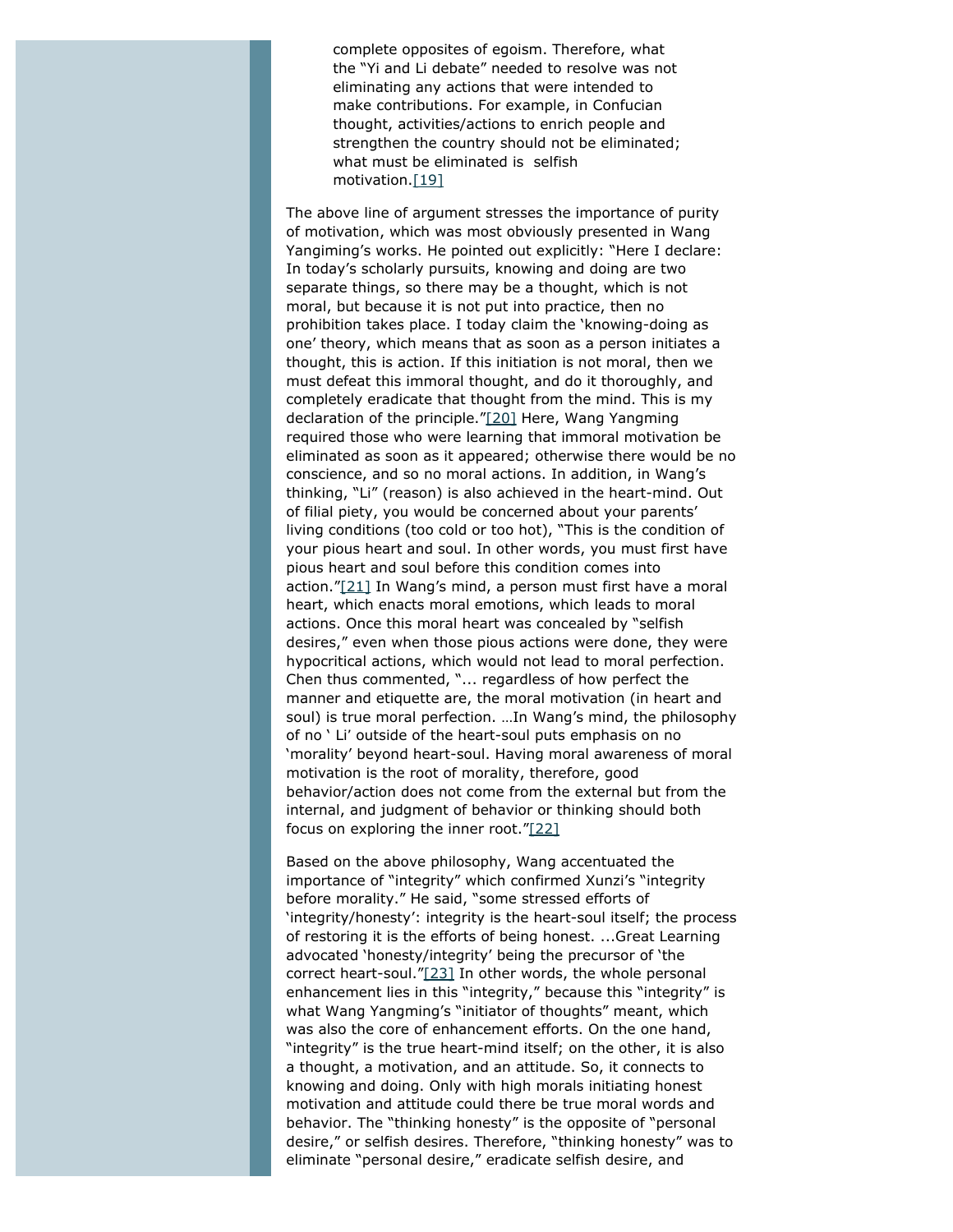> complete opposites of egoism. Therefore, what the "Yi and Li debate" needed to resolve was not eliminating any actions that were intended to make contributions. For example, in Confucian thought, activities/actions to enrich people and strengthen the country should not be eliminated; what must be eliminated is selfish motivation.[19]

The above line of argument stresses the importance of purity of motivation, which was most obviously presented in Wang Yangiming's works. He pointed out explicitly: "Here I declare: In today's scholarly pursuits, knowing and doing are two separate things, so there may be a thought, which is not moral, but because it is not put into practice, then no prohibition takes place. I today claim the 'knowing-doing as one' theory, which means that as soon as a person initiates a thought, this is action. If this initiation is not moral, then we must defeat this immoral thought, and do it thoroughly, and completely eradicate that thought from the mind. This is my declaration of the principle."[20] Here, Wang Yangming required those who were learning that immoral motivation be eliminated as soon as it appeared; otherwise there would be no conscience, and so no moral actions. In addition, in Wang's thinking, "Li" (reason) is also achieved in the heart-mind. Out of filial piety, you would be concerned about your parents' living conditions (too cold or too hot), "This is the condition of your pious heart and soul. In other words, you must first have pious heart and soul before this condition comes into action."[21] In Wang's mind, a person must first have a moral heart, which enacts moral emotions, which leads to moral actions. Once this moral heart was concealed by "selfish desires," even when those pious actions were done, they were hypocritical actions, which would not lead to moral perfection. Chen thus commented, "... regardless of how perfect the manner and etiquette are, the moral motivation (in heart and soul) is true moral perfection. …In Wang's mind, the philosophy of no ' Li' outside of the heart-soul puts emphasis on no 'morality' beyond heart-soul. Having moral awareness of moral motivation is the root of morality, therefore, good behavior/action does not come from the external but from the internal, and judgment of behavior or thinking should both focus on exploring the inner root."[22]

Based on the above philosophy, Wang accentuated the importance of "integrity" which confirmed Xunzi's "integrity before morality." He said, "some stressed efforts of 'integrity/honesty': integrity is the heart-soul itself; the process of restoring it is the efforts of being honest. ...Great Learning advocated 'honesty/integrity' being the precursor of 'the correct heart-soul."[23] In other words, the whole personal enhancement lies in this "integrity," because this "integrity" is what Wang Yangming's "initiator of thoughts" meant, which was also the core of enhancement efforts. On the one hand, "integrity" is the true heart-mind itself; on the other, it is also a thought, a motivation, and an attitude. So, it connects to knowing and doing. Only with high morals initiating honest motivation and attitude could there be true moral words and behavior. The "thinking honesty" is the opposite of "personal desire," or selfish desires. Therefore, "thinking honesty" was to eliminate "personal desire," eradicate selfish desire, and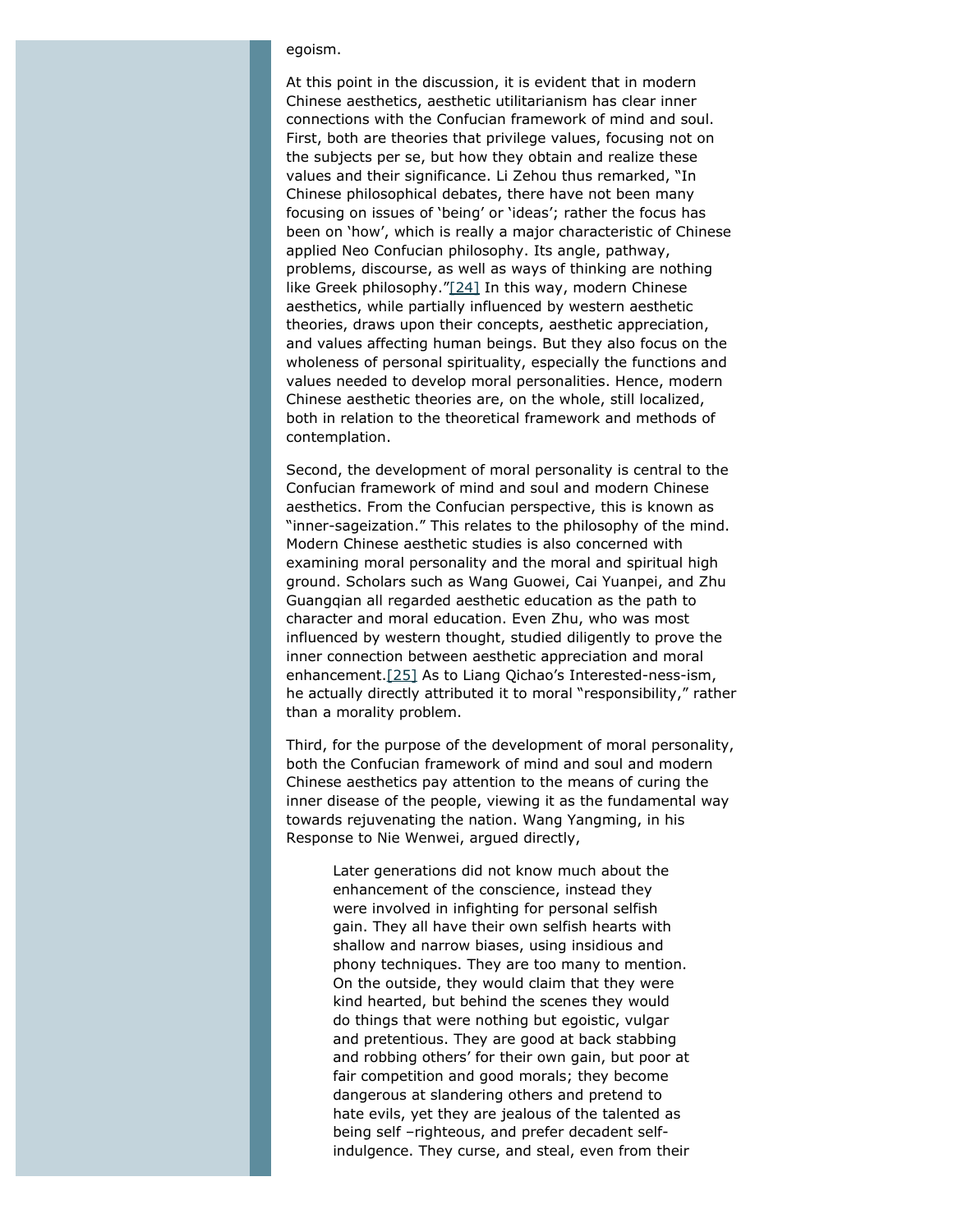egoism.

At this point in the discussion, it is evident that in modern Chinese aesthetics, aesthetic utilitarianism has clear inner connections with the Confucian framework of mind and soul. First, both are theories that privilege values, focusing not on the subjects per se, but how they obtain and realize these values and their significance. Li Zehou thus remarked, "In Chinese philosophical debates, there have not been many focusing on issues of 'being' or 'ideas'; rather the focus has been on 'how', which is really a major characteristic of Chinese applied Neo Confucian philosophy. Its angle, pathway, problems, discourse, as well as ways of thinking are nothing like Greek philosophy."[24] In this way, modern Chinese aesthetics, while partially influenced by western aesthetic theories, draws upon their concepts, aesthetic appreciation, and values affecting human beings. But they also focus on the wholeness of personal spirituality, especially the functions and values needed to develop moral personalities. Hence, modern Chinese aesthetic theories are, on the whole, still localized, both in relation to the theoretical framework and methods of contemplation.

Second, the development of moral personality is central to the Confucian framework of mind and soul and modern Chinese aesthetics. From the Confucian perspective, this is known as "inner-sageization." This relates to the philosophy of the mind. Modern Chinese aesthetic studies is also concerned with examining moral personality and the moral and spiritual high ground. Scholars such as Wang Guowei, Cai Yuanpei, and Zhu Guangqian all regarded aesthetic education as the path to character and moral education. Even Zhu, who was most influenced by western thought, studied diligently to prove the inner connection between aesthetic appreciation and moral enhancement.[25] As to Liang Qichao's Interested-ness-ism, he actually directly attributed it to moral "responsibility," rather than a morality problem.

Third, for the purpose of the development of moral personality, both the Confucian framework of mind and soul and modern Chinese aesthetics pay attention to the means of curing the inner disease of the people, viewing it as the fundamental way towards rejuvenating the nation. Wang Yangming, in his Response to Nie Wenwei, argued directly,

> Later generations did not know much about the enhancement of the conscience, instead they were involved in infighting for personal selfish gain. They all have their own selfish hearts with shallow and narrow biases, using insidious and phony techniques. They are too many to mention. On the outside, they would claim that they were kind hearted, but behind the scenes they would do things that were nothing but egoistic, vulgar and pretentious. They are good at back stabbing and robbing others' for their own gain, but poor at fair competition and good morals; they become dangerous at slandering others and pretend to hate evils, yet they are jealous of the talented as being self –righteous, and prefer decadent self-indulgence. They curse, and steal, even from their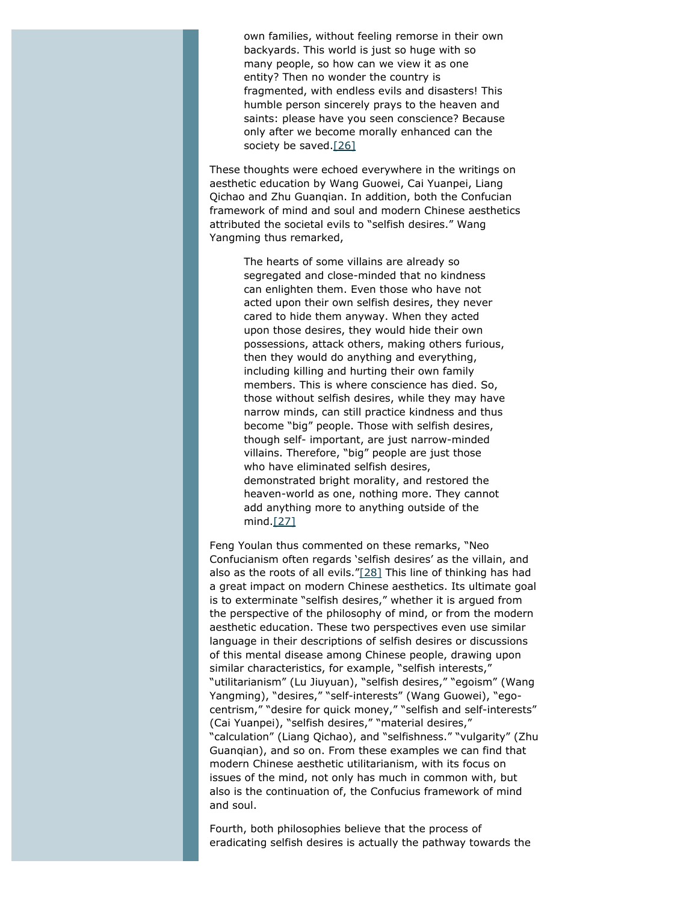> own families, without feeling remorse in their own backyards. This world is just so huge with so many people, so how can we view it as one entity? Then no wonder the country is fragmented, with endless evils and disasters! This humble person sincerely prays to the heaven and saints: please have you seen conscience? Because only after we become morally enhanced can the society be saved.[26]

These thoughts were echoed everywhere in the writings on aesthetic education by Wang Guowei, Cai Yuanpei, Liang Qichao and Zhu Guanqian. In addition, both the Confucian framework of mind and soul and modern Chinese aesthetics attributed the societal evils to "selfish desires." Wang Yangming thus remarked,

> The hearts of some villains are already so segregated and close-minded that no kindness can enlighten them. Even those who have not acted upon their own selfish desires, they never cared to hide them anyway. When they acted upon those desires, they would hide their own possessions, attack others, making others furious, then they would do anything and everything, including killing and hurting their own family members. This is where conscience has died. So, those without selfish desires, while they may have narrow minds, can still practice kindness and thus become "big" people. Those with selfish desires, though self- important, are just narrow-minded villains. Therefore, "big" people are just those who have eliminated selfish desires, demonstrated bright morality, and restored the heaven-world as one, nothing more. They cannot add anything more to anything outside of the mind.[27]

Feng Youlan thus commented on these remarks, "Neo Confucianism often regards 'selfish desires' as the villain, and also as the roots of all evils."[28] This line of thinking has had a great impact on modern Chinese aesthetics. Its ultimate goal is to exterminate "selfish desires," whether it is argued from the perspective of the philosophy of mind, or from the modern aesthetic education. These two perspectives even use similar language in their descriptions of selfish desires or discussions of this mental disease among Chinese people, drawing upon similar characteristics, for example, "selfish interests," "utilitarianism" (Lu Jiuyuan), "selfish desires," "egoism" (Wang Yangming), "desires," "self-interests" (Wang Guowei), "ego-centrism," "desire for quick money," "selfish and self-interests" (Cai Yuanpei), "selfish desires," "material desires," "calculation" (Liang Qichao), and "selfishness." "vulgarity" (Zhu Guanqian), and so on. From these examples we can find that modern Chinese aesthetic utilitarianism, with its focus on issues of the mind, not only has much in common with, but also is the continuation of, the Confucius framework of mind and soul.

Fourth, both philosophies believe that the process of eradicating selfish desires is actually the pathway towards the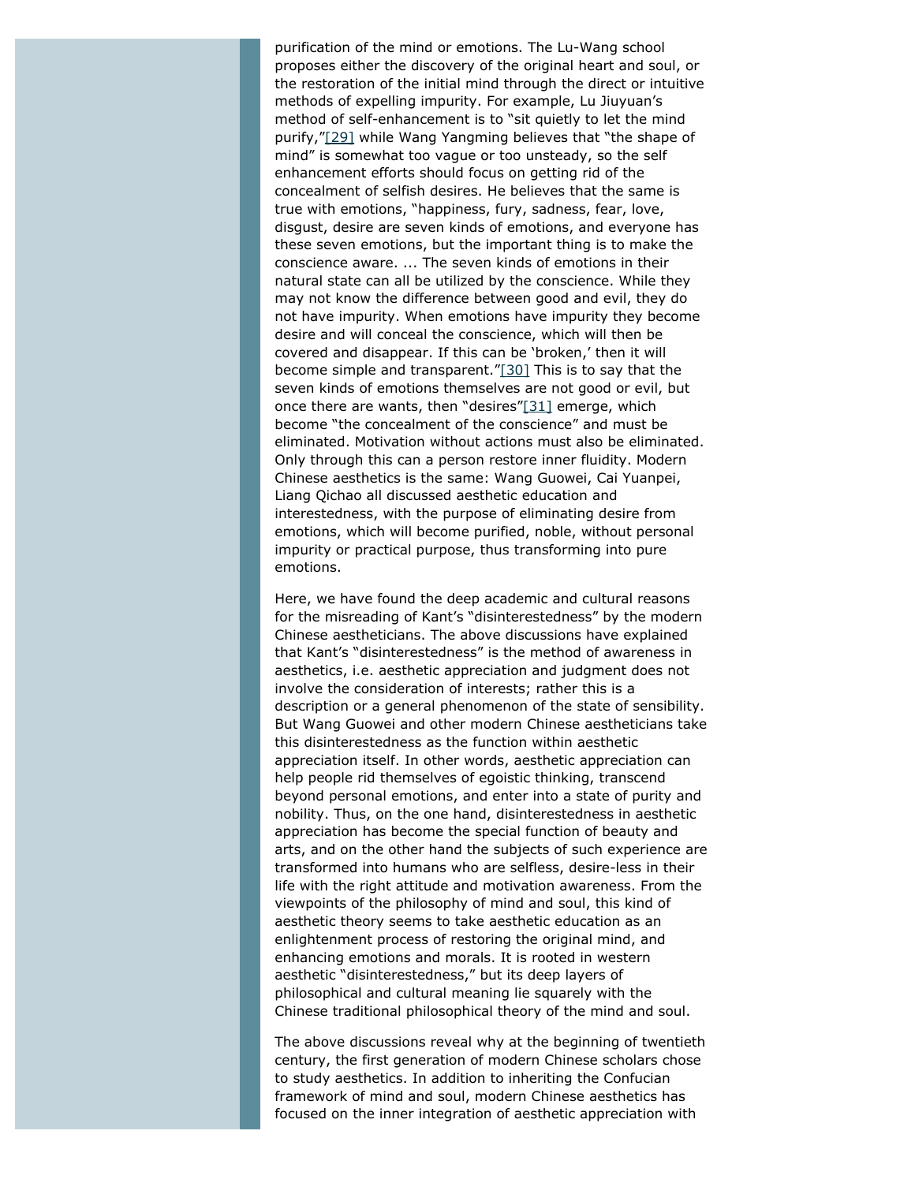purification of the mind or emotions. The Lu-Wang school proposes either the discovery of the original heart and soul, or the restoration of the initial mind through the direct or intuitive methods of expelling impurity. For example, Lu Jiuyuan's method of self-enhancement is to "sit quietly to let the mind purify,"[29] while Wang Yangming believes that "the shape of mind" is somewhat too vague or too unsteady, so the self enhancement efforts should focus on getting rid of the concealment of selfish desires. He believes that the same is true with emotions, "happiness, fury, sadness, fear, love, disgust, desire are seven kinds of emotions, and everyone has these seven emotions, but the important thing is to make the conscience aware. ... The seven kinds of emotions in their natural state can all be utilized by the conscience. While they may not know the difference between good and evil, they do not have impurity. When emotions have impurity they become desire and will conceal the conscience, which will then be covered and disappear. If this can be 'broken,' then it will become simple and transparent."[30] This is to say that the seven kinds of emotions themselves are not good or evil, but once there are wants, then "desires"[31] emerge, which become "the concealment of the conscience" and must be eliminated. Motivation without actions must also be eliminated. Only through this can a person restore inner fluidity. Modern Chinese aesthetics is the same: Wang Guowei, Cai Yuanpei, Liang Qichao all discussed aesthetic education and interestedness, with the purpose of eliminating desire from emotions, which will become purified, noble, without personal impurity or practical purpose, thus transforming into pure emotions.

Here, we have found the deep academic and cultural reasons for the misreading of Kant's "disinterestedness" by the modern Chinese aestheticians. The above discussions have explained that Kant's "disinterestedness" is the method of awareness in aesthetics, i.e. aesthetic appreciation and judgment does not involve the consideration of interests; rather this is a description or a general phenomenon of the state of sensibility. But Wang Guowei and other modern Chinese aestheticians take this disinterestedness as the function within aesthetic appreciation itself. In other words, aesthetic appreciation can help people rid themselves of egoistic thinking, transcend beyond personal emotions, and enter into a state of purity and nobility. Thus, on the one hand, disinterestedness in aesthetic appreciation has become the special function of beauty and arts, and on the other hand the subjects of such experience are transformed into humans who are selfless, desire-less in their life with the right attitude and motivation awareness. From the viewpoints of the philosophy of mind and soul, this kind of aesthetic theory seems to take aesthetic education as an enlightenment process of restoring the original mind, and enhancing emotions and morals. It is rooted in western aesthetic "disinterestedness," but its deep layers of philosophical and cultural meaning lie squarely with the Chinese traditional philosophical theory of the mind and soul.

The above discussions reveal why at the beginning of twentieth century, the first generation of modern Chinese scholars chose to study aesthetics. In addition to inheriting the Confucian framework of mind and soul, modern Chinese aesthetics has focused on the inner integration of aesthetic appreciation with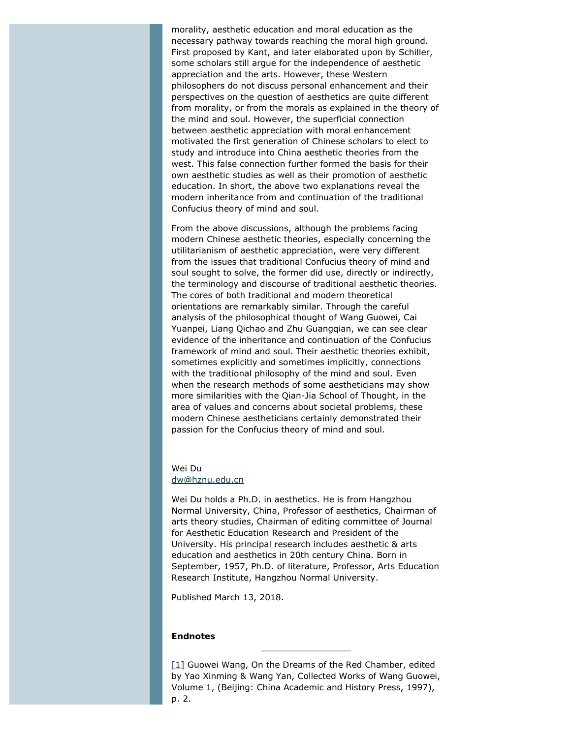morality, aesthetic education and moral education as the necessary pathway towards reaching the moral high ground. First proposed by Kant, and later elaborated upon by Schiller, some scholars still argue for the independence of aesthetic appreciation and the arts. However, these Western philosophers do not discuss personal enhancement and their perspectives on the question of aesthetics are quite different from morality, or from the morals as explained in the theory of the mind and soul. However, the superficial connection between aesthetic appreciation with moral enhancement motivated the first generation of Chinese scholars to elect to study and introduce into China aesthetic theories from the west. This false connection further formed the basis for their own aesthetic studies as well as their promotion of aesthetic education. In short, the above two explanations reveal the modern inheritance from and continuation of the traditional Confucius theory of mind and soul.

From the above discussions, although the problems facing modern Chinese aesthetic theories, especially concerning the utilitarianism of aesthetic appreciation, were very different from the issues that traditional Confucius theory of mind and soul sought to solve, the former did use, directly or indirectly, the terminology and discourse of traditional aesthetic theories. The cores of both traditional and modern theoretical orientations are remarkably similar. Through the careful analysis of the philosophical thought of Wang Guowei, Cai Yuanpei, Liang Qichao and Zhu Guangqian, we can see clear evidence of the inheritance and continuation of the Confucius framework of mind and soul. Their aesthetic theories exhibit, sometimes explicitly and sometimes implicitly, connections with the traditional philosophy of the mind and soul. Even when the research methods of some aestheticians may show more similarities with the Qian-Jia School of Thought, in the area of values and concerns about societal problems, these modern Chinese aestheticians certainly demonstrated their passion for the Confucius theory of mind and soul.

Wei Du
dw@hznu.edu.cn

Wei Du holds a Ph.D. in aesthetics. He is from Hangzhou Normal University, China, Professor of aesthetics, Chairman of arts theory studies, Chairman of editing committee of Journal for Aesthetic Education Research and President of the University. His principal research includes aesthetic & arts education and aesthetics in 20th century China. Born in September, 1957, Ph.D. of literature, Professor, Arts Education Research Institute, Hangzhou Normal University.

Published March 13, 2018.

**Endnotes**

---

[1] Guowei Wang, On the Dreams of the Red Chamber, edited by Yao Xinming & Wang Yan, Collected Works of Wang Guowei, Volume 1, (Beijing: China Academic and History Press, 1997), p. 2.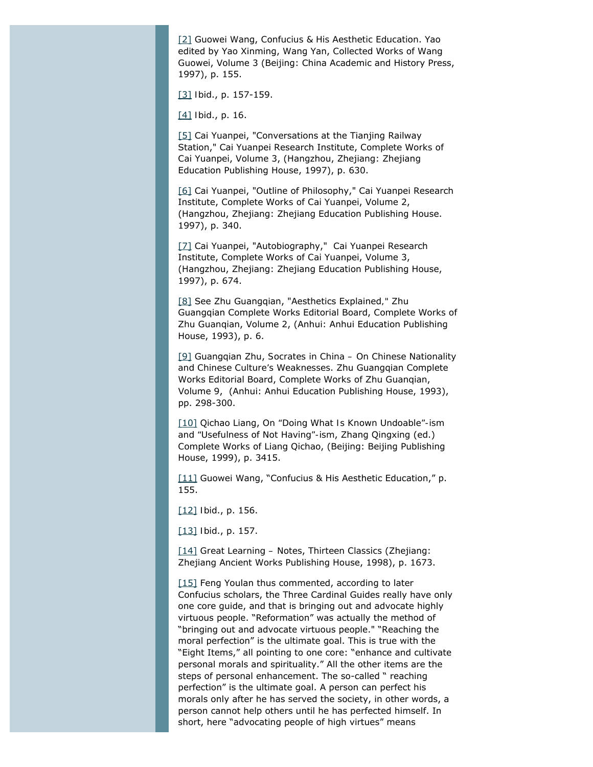[2] Guowei Wang, Confucius & His Aesthetic Education. Yao edited by Yao Xinming, Wang Yan, Collected Works of Wang Guowei, Volume 3 (Beijing: China Academic and History Press, 1997), p. 155.

[3] Ibid., p. 157-159.

[4] Ibid., p. 16.

[5] Cai Yuanpei, "Conversations at the Tianjing Railway Station," Cai Yuanpei Research Institute, Complete Works of Cai Yuanpei, Volume 3, (Hangzhou, Zhejiang: Zhejiang Education Publishing House, 1997), p. 630.

[6] Cai Yuanpei, "Outline of Philosophy," Cai Yuanpei Research Institute, Complete Works of Cai Yuanpei, Volume 2, (Hangzhou, Zhejiang: Zhejiang Education Publishing House. 1997), p. 340.

[7] Cai Yuanpei, "Autobiography," Cai Yuanpei Research Institute, Complete Works of Cai Yuanpei, Volume 3, (Hangzhou, Zhejiang: Zhejiang Education Publishing House, 1997), p. 674.

[8] See Zhu Guangqian, "Aesthetics Explained," Zhu Guangqian Complete Works Editorial Board, Complete Works of Zhu Guanqian, Volume 2, (Anhui: Anhui Education Publishing House, 1993), p. 6.

[9] Guangqian Zhu, Socrates in China – On Chinese Nationality and Chinese Culture's Weaknesses. Zhu Guangqian Complete Works Editorial Board, Complete Works of Zhu Guanqian, Volume 9, (Anhui: Anhui Education Publishing House, 1993), pp. 298-300.

[10] Qichao Liang, On "Doing What Is Known Undoable"-ism and "Usefulness of Not Having"-ism, Zhang Qingxing (ed.) Complete Works of Liang Qichao, (Beijing: Beijing Publishing House, 1999), p. 3415.

[11] Guowei Wang, "Confucius & His Aesthetic Education," p. 155.

[12] Ibid., p. 156.

[13] Ibid., p. 157.

[14] Great Learning – Notes, Thirteen Classics (Zhejiang: Zhejiang Ancient Works Publishing House, 1998), p. 1673.

[15] Feng Youlan thus commented, according to later Confucius scholars, the Three Cardinal Guides really have only one core guide, and that is bringing out and advocate highly virtuous people. "Reformation" was actually the method of "bringing out and advocate virtuous people." "Reaching the moral perfection" is the ultimate goal. This is true with the "Eight Items," all pointing to one core: "enhance and cultivate personal morals and spirituality." All the other items are the steps of personal enhancement. The so-called " reaching perfection" is the ultimate goal. A person can perfect his morals only after he has served the society, in other words, a person cannot help others until he has perfected himself. In short, here "advocating people of high virtues" means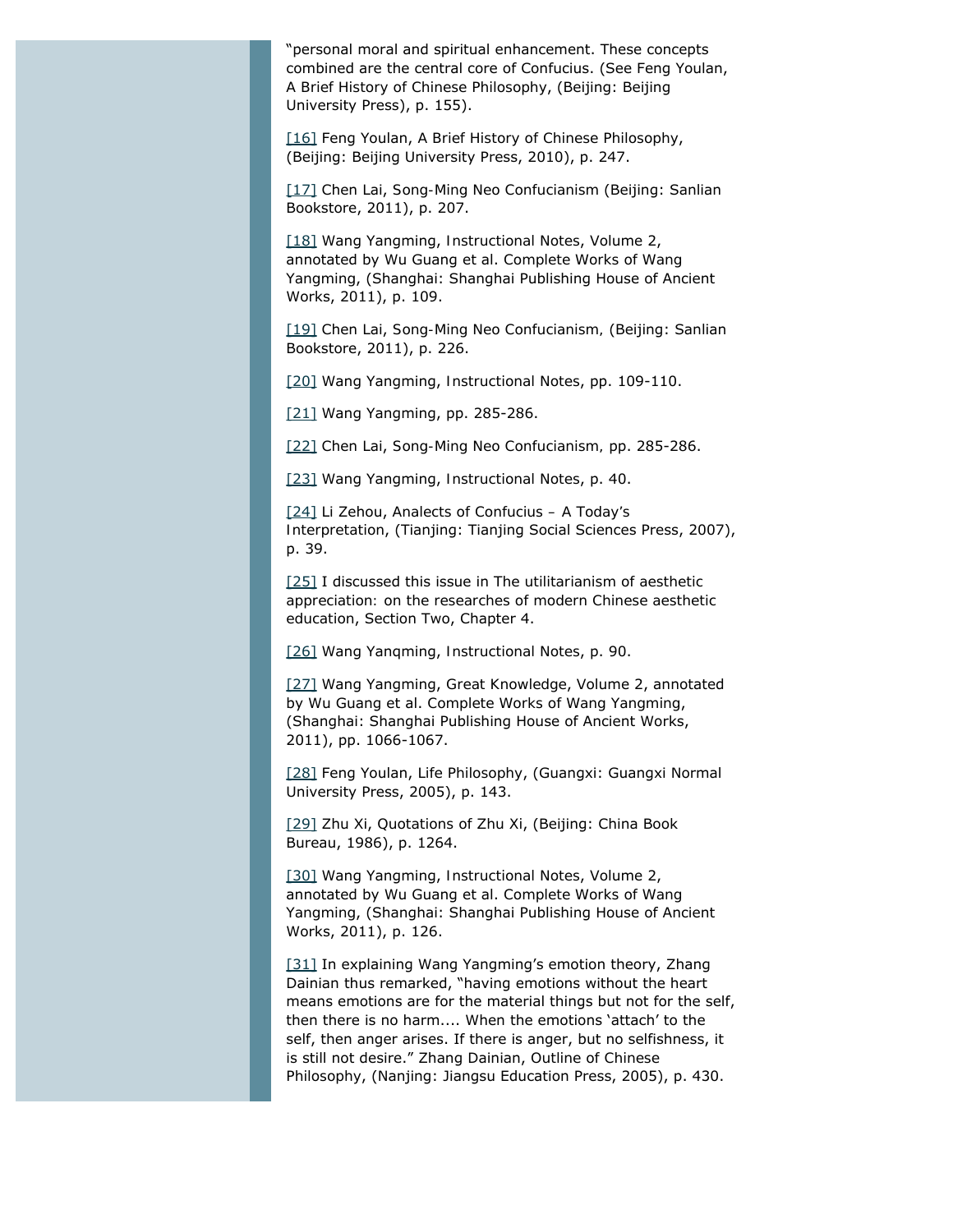"personal moral and spiritual enhancement. These concepts combined are the central core of Confucius. (See Feng Youlan, A Brief History of Chinese Philosophy, (Beijing: Beijing University Press), p. 155).

[16] Feng Youlan, A Brief History of Chinese Philosophy, (Beijing: Beijing University Press, 2010), p. 247.

[17] Chen Lai, Song-Ming Neo Confucianism (Beijing: Sanlian Bookstore, 2011), p. 207.

[18] Wang Yangming, Instructional Notes, Volume 2, annotated by Wu Guang et al. Complete Works of Wang Yangming, (Shanghai: Shanghai Publishing House of Ancient Works, 2011), p. 109.

[19] Chen Lai, Song-Ming Neo Confucianism, (Beijing: Sanlian Bookstore, 2011), p. 226.

[20] Wang Yangming, Instructional Notes, pp. 109-110.

[21] Wang Yangming, pp. 285-286.

[22] Chen Lai, Song-Ming Neo Confucianism, pp. 285-286.

[23] Wang Yangming, Instructional Notes, p. 40.

[24] Li Zehou, Analects of Confucius – A Today's Interpretation, (Tianjing: Tianjing Social Sciences Press, 2007), p. 39.

[25] I discussed this issue in The utilitarianism of aesthetic appreciation: on the researches of modern Chinese aesthetic education, Section Two, Chapter 4.

[26] Wang Yanqming, Instructional Notes, p. 90.

[27] Wang Yangming, Great Knowledge, Volume 2, annotated by Wu Guang et al. Complete Works of Wang Yangming, (Shanghai: Shanghai Publishing House of Ancient Works, 2011), pp. 1066-1067.

[28] Feng Youlan, Life Philosophy, (Guangxi: Guangxi Normal University Press, 2005), p. 143.

[29] Zhu Xi, Quotations of Zhu Xi, (Beijing: China Book Bureau, 1986), p. 1264.

[30] Wang Yangming, Instructional Notes, Volume 2, annotated by Wu Guang et al. Complete Works of Wang Yangming, (Shanghai: Shanghai Publishing House of Ancient Works, 2011), p. 126.

[31] In explaining Wang Yangming's emotion theory, Zhang Dainian thus remarked, "having emotions without the heart means emotions are for the material things but not for the self, then there is no harm.... When the emotions 'attach' to the self, then anger arises. If there is anger, but no selfishness, it is still not desire." Zhang Dainian, Outline of Chinese Philosophy, (Nanjing: Jiangsu Education Press, 2005), p. 430.